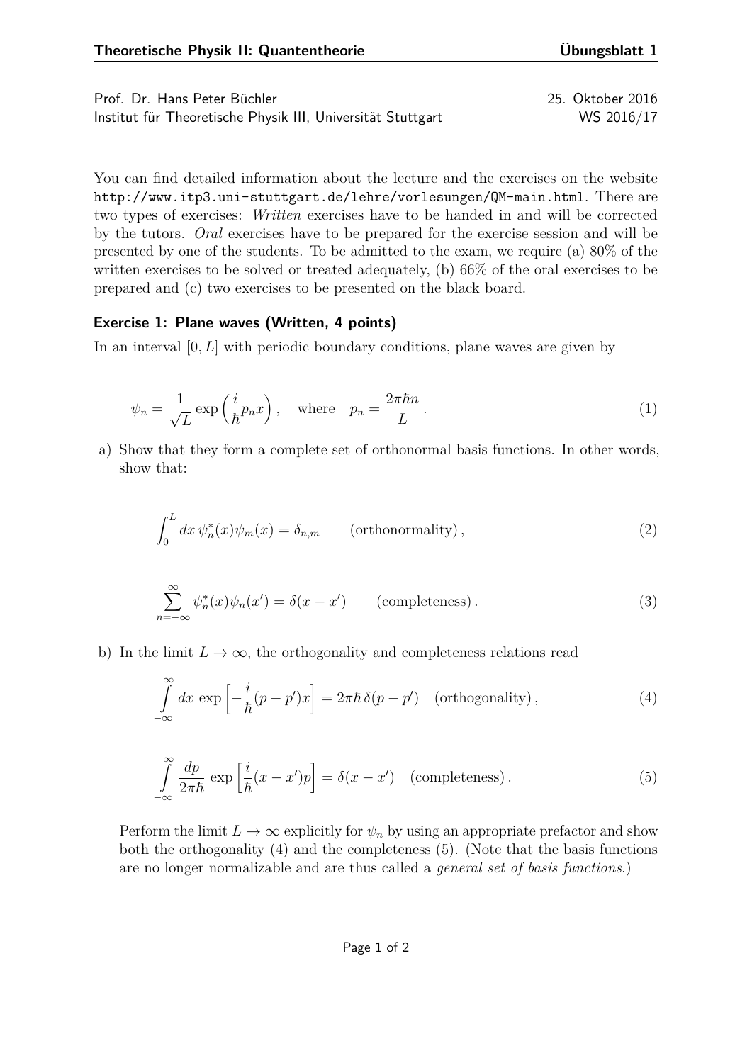**Theoretische Physik II: Quantentheorie** **Übungsblatt 1**

Prof. Dr. Hans Peter Büchler 25. Oktober 2016
Institut für Theoretische Physik III, Universität Stuttgart WS 2016/17

You can find detailed information about the lecture and the exercises on the website `http://www.itp3.uni-stuttgart.de/lehre/vorlesungen/QM-main.html`. There are two types of exercises: *Written* exercises have to be handed in and will be corrected by the tutors. *Oral* exercises have to be prepared for the exercise session and will be presented by one of the students. To be admitted to the exam, we require (a) 80% of the written exercises to be solved or treated adequately, (b) 66% of the oral exercises to be prepared and (c) two exercises to be presented on the black board.

### Exercise 1: Plane waves (Written, 4 points)

In an interval $[0, L]$ with periodic boundary conditions, plane waves are given by

$$\psi_n = \frac{1}{\sqrt{L}} \exp\left(\frac{i}{\hbar} p_n x\right), \quad \text{where} \quad p_n = \frac{2\pi\hbar n}{L}\,. \tag{1}$$

a) Show that they form a complete set of orthonormal basis functions. In other words, show that:

$$\int_0^L dx\, \psi_n^*(x)\psi_m(x) = \delta_{n,m} \qquad \text{(orthonormality)}\,, \tag{2}$$

$$\sum_{n=-\infty}^{\infty} \psi_n^*(x)\psi_n(x') = \delta(x - x') \qquad \text{(completeness)}\,. \tag{3}$$

b) In the limit $L \to \infty$, the orthogonality and completeness relations read

$$\int_{-\infty}^{\infty} dx\, \exp\left[-\frac{i}{\hbar}(p - p')x\right] = 2\pi\hbar\, \delta(p - p') \quad \text{(orthogonality)}\,, \tag{4}$$

$$\int_{-\infty}^{\infty} \frac{dp}{2\pi\hbar}\, \exp\left[\frac{i}{\hbar}(x - x')p\right] = \delta(x - x') \quad \text{(completeness)}\,. \tag{5}$$

Perform the limit $L \to \infty$ explicitly for $\psi_n$ by using an appropriate prefactor and show both the orthogonality (4) and the completeness (5). (Note that the basis functions are no longer normalizable and are thus called a *general set of basis functions*.)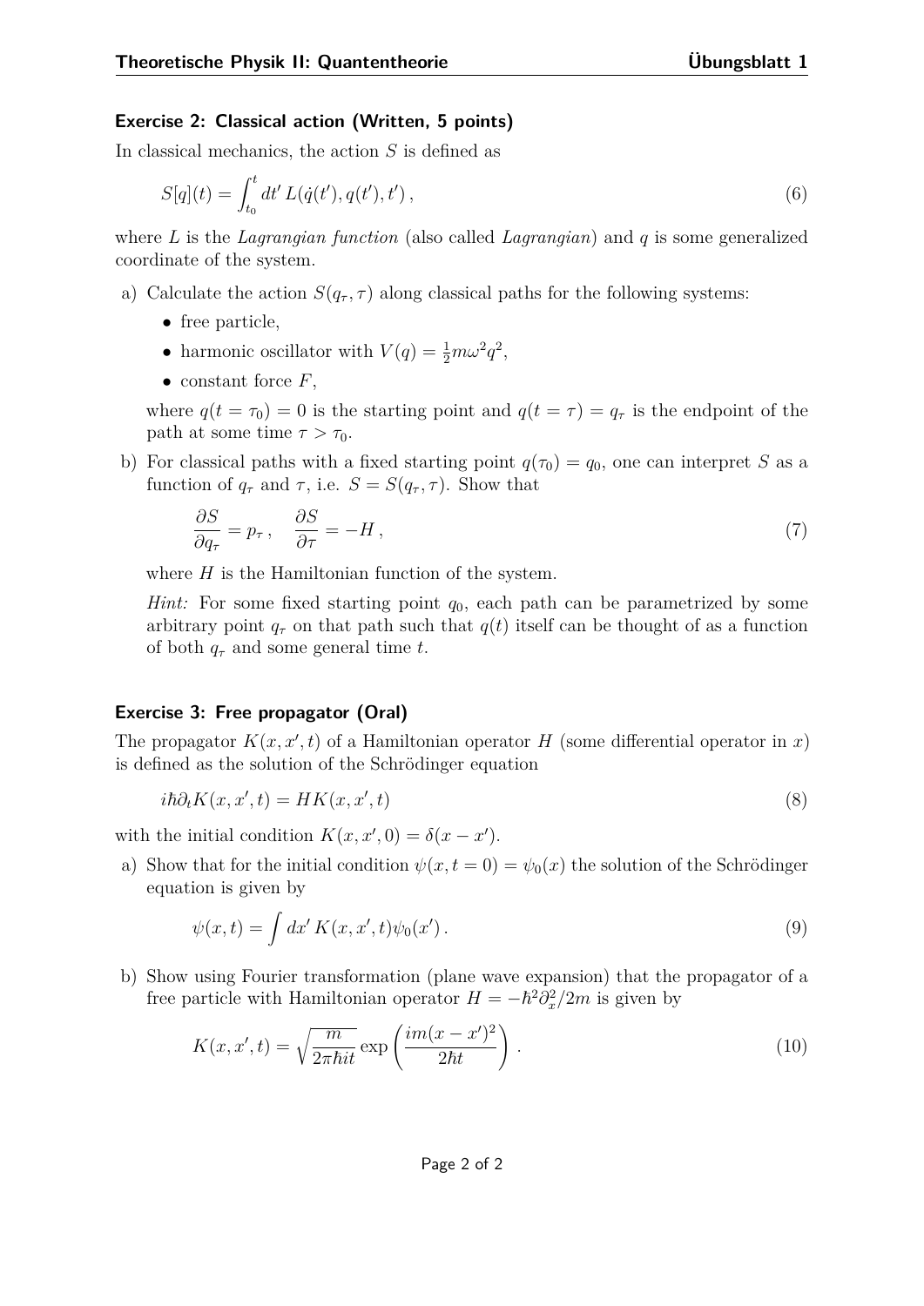### Exercise 2: Classical action (Written, 5 points)

In classical mechanics, the action $S$ is defined as

$$S[q](t) = \int_{t_0}^{t} dt'\, L(\dot{q}(t'), q(t'), t')\,, \tag{6}$$

where $L$ is the *Lagrangian function* (also called *Lagrangian*) and $q$ is some generalized coordinate of the system.

a) Calculate the action $S(q_\tau, \tau)$ along classical paths for the following systems:

- free particle,
- harmonic oscillator with $V(q) = \frac{1}{2}m\omega^2 q^2$,
- constant force $F$,

where $q(t = \tau_0) = 0$ is the starting point and $q(t = \tau) = q_\tau$ is the endpoint of the path at some time $\tau > \tau_0$.

b) For classical paths with a fixed starting point $q(\tau_0) = q_0$, one can interpret $S$ as a function of $q_\tau$ and $\tau$, i.e. $S = S(q_\tau, \tau)$. Show that

$$\frac{\partial S}{\partial q_\tau} = p_\tau\,, \quad \frac{\partial S}{\partial \tau} = -H\,, \tag{7}$$

where $H$ is the Hamiltonian function of the system.

*Hint:* For some fixed starting point $q_0$, each path can be parametrized by some arbitrary point $q_\tau$ on that path such that $q(t)$ itself can be thought of as a function of both $q_\tau$ and some general time $t$.

### Exercise 3: Free propagator (Oral)

The propagator $K(x, x', t)$ of a Hamiltonian operator $H$ (some differential operator in $x$) is defined as the solution of the Schrödinger equation

$$i\hbar\partial_t K(x, x', t) = HK(x, x', t) \tag{8}$$

with the initial condition $K(x, x', 0) = \delta(x - x')$.

a) Show that for the initial condition $\psi(x, t = 0) = \psi_0(x)$ the solution of the Schrödinger equation is given by

$$\psi(x, t) = \int dx'\, K(x, x', t)\psi_0(x')\,. \tag{9}$$

b) Show using Fourier transformation (plane wave expansion) that the propagator of a free particle with Hamiltonian operator $H = -\hbar^2\partial_x^2/2m$ is given by

$$K(x, x', t) = \sqrt{\frac{m}{2\pi\hbar i t}} \exp\left(\frac{im(x - x')^2}{2\hbar t}\right)\,. \tag{10}$$